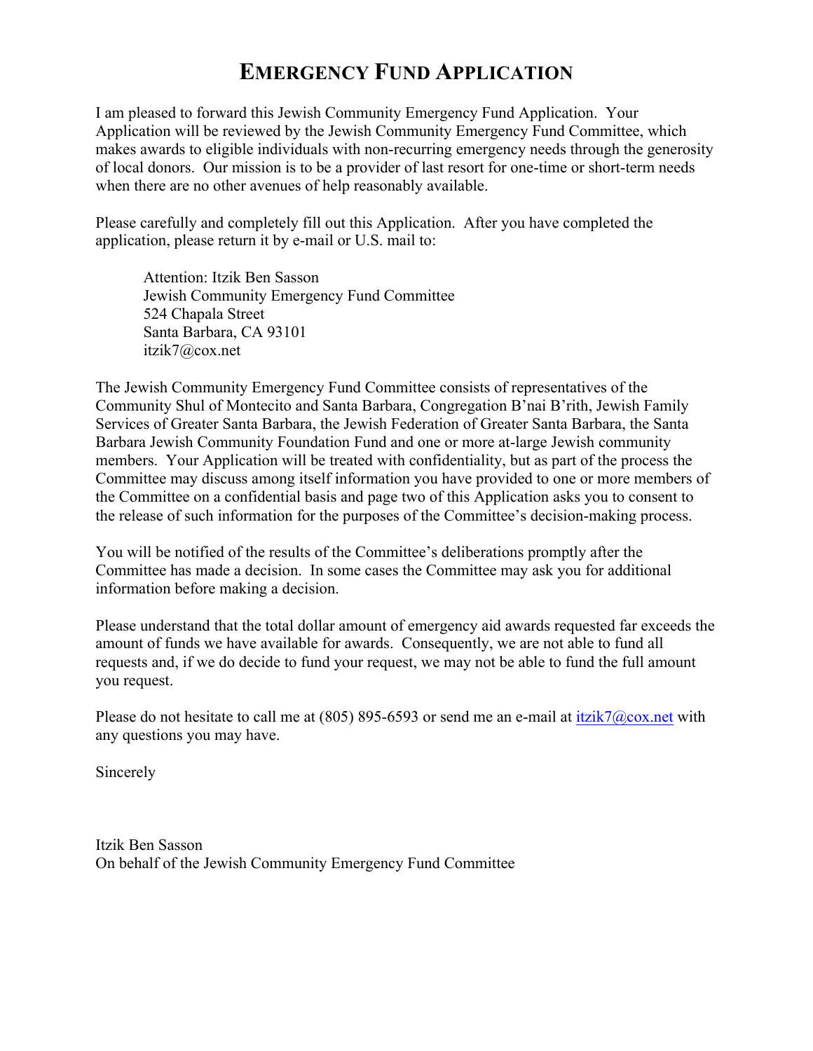# Emergency Fund Application

I am pleased to forward this Jewish Community Emergency Fund Application. Your Application will be reviewed by the Jewish Community Emergency Fund Committee, which makes awards to eligible individuals with non-recurring emergency needs through the generosity of local donors. Our mission is to be a provider of last resort for one-time or short-term needs when there are no other avenues of help reasonably available.

Please carefully and completely fill out this Application. After you have completed the application, please return it by e-mail or U.S. mail to:

Attention: Itzik Ben Sasson
Jewish Community Emergency Fund Committee
524 Chapala Street
Santa Barbara, CA 93101
itzik7@cox.net

The Jewish Community Emergency Fund Committee consists of representatives of the Community Shul of Montecito and Santa Barbara, Congregation B'nai B'rith, Jewish Family Services of Greater Santa Barbara, the Jewish Federation of Greater Santa Barbara, the Santa Barbara Jewish Community Foundation Fund and one or more at-large Jewish community members. Your Application will be treated with confidentiality, but as part of the process the Committee may discuss among itself information you have provided to one or more members of the Committee on a confidential basis and page two of this Application asks you to consent to the release of such information for the purposes of the Committee's decision-making process.

You will be notified of the results of the Committee's deliberations promptly after the Committee has made a decision. In some cases the Committee may ask you for additional information before making a decision.

Please understand that the total dollar amount of emergency aid awards requested far exceeds the amount of funds we have available for awards. Consequently, we are not able to fund all requests and, if we do decide to fund your request, we may not be able to fund the full amount you request.

Please do not hesitate to call me at (805) 895-6593 or send me an e-mail at itzik7@cox.net with any questions you may have.

Sincerely

Itzik Ben Sasson
On behalf of the Jewish Community Emergency Fund Committee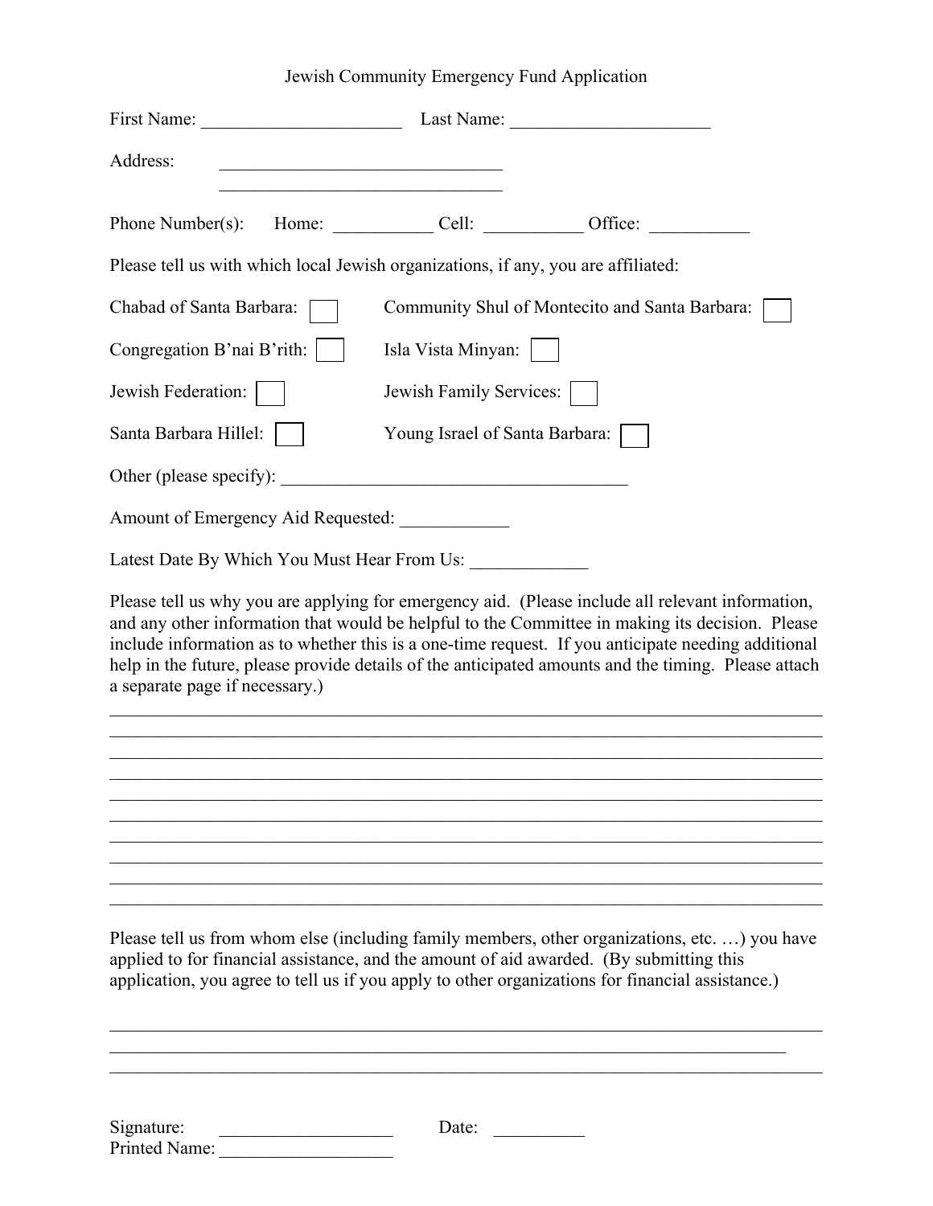# Jewish Community Emergency Fund Application

First Name: ______________________ Last Name: ______________________

Address: ______________________________
______________________________

Phone Number(s): Home: ___________ Cell: ___________ Office: ___________

Please tell us with which local Jewish organizations, if any, you are affiliated:

Chabad of Santa Barbara: ☐ Community Shul of Montecito and Santa Barbara: ☐

Congregation B'nai B'rith: ☐ Isla Vista Minyan: ☐

Jewish Federation: ☐ Jewish Family Services: ☐

Santa Barbara Hillel: ☐ Young Israel of Santa Barbara: ☐

Other (please specify): ______________________________________

Amount of Emergency Aid Requested: ____________

Latest Date By Which You Must Hear From Us: _____________

Please tell us why you are applying for emergency aid. (Please include all relevant information, and any other information that would be helpful to the Committee in making its decision. Please include information as to whether this is a one-time request. If you anticipate needing additional help in the future, please provide details of the anticipated amounts and the timing. Please attach a separate page if necessary.)

______________________________________________________________________________
______________________________________________________________________________
______________________________________________________________________________
______________________________________________________________________________
______________________________________________________________________________
______________________________________________________________________________
______________________________________________________________________________
______________________________________________________________________________
______________________________________________________________________________
______________________________________________________________________________

Please tell us from whom else (including family members, other organizations, etc. …) you have applied to for financial assistance, and the amount of aid awarded. (By submitting this application, you agree to tell us if you apply to other organizations for financial assistance.)

______________________________________________________________________________
______________________________________________________________________________
______________________________________________________________________________

Signature: ___________________ Date: __________
Printed Name: ___________________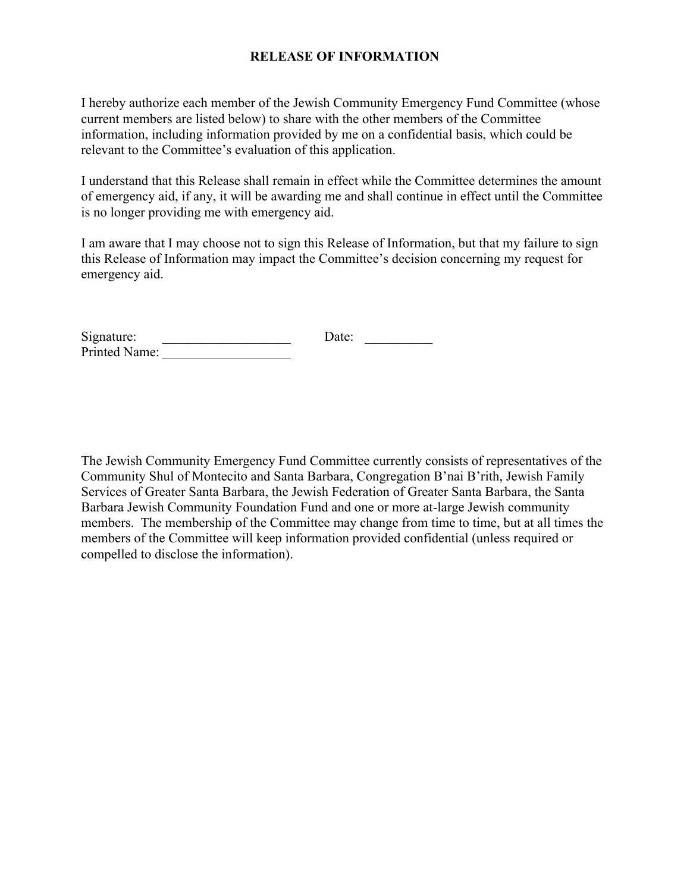# RELEASE OF INFORMATION

I hereby authorize each member of the Jewish Community Emergency Fund Committee (whose current members are listed below) to share with the other members of the Committee information, including information provided by me on a confidential basis, which could be relevant to the Committee's evaluation of this application.

I understand that this Release shall remain in effect while the Committee determines the amount of emergency aid, if any, it will be awarding me and shall continue in effect until the Committee is no longer providing me with emergency aid.

I am aware that I may choose not to sign this Release of Information, but that my failure to sign this Release of Information may impact the Committee's decision concerning my request for emergency aid.

Signature: ___________________ Date: __________

Printed Name: ___________________

The Jewish Community Emergency Fund Committee currently consists of representatives of the Community Shul of Montecito and Santa Barbara, Congregation B'nai B'rith, Jewish Family Services of Greater Santa Barbara, the Jewish Federation of Greater Santa Barbara, the Santa Barbara Jewish Community Foundation Fund and one or more at-large Jewish community members. The membership of the Committee may change from time to time, but at all times the members of the Committee will keep information provided confidential (unless required or compelled to disclose the information).